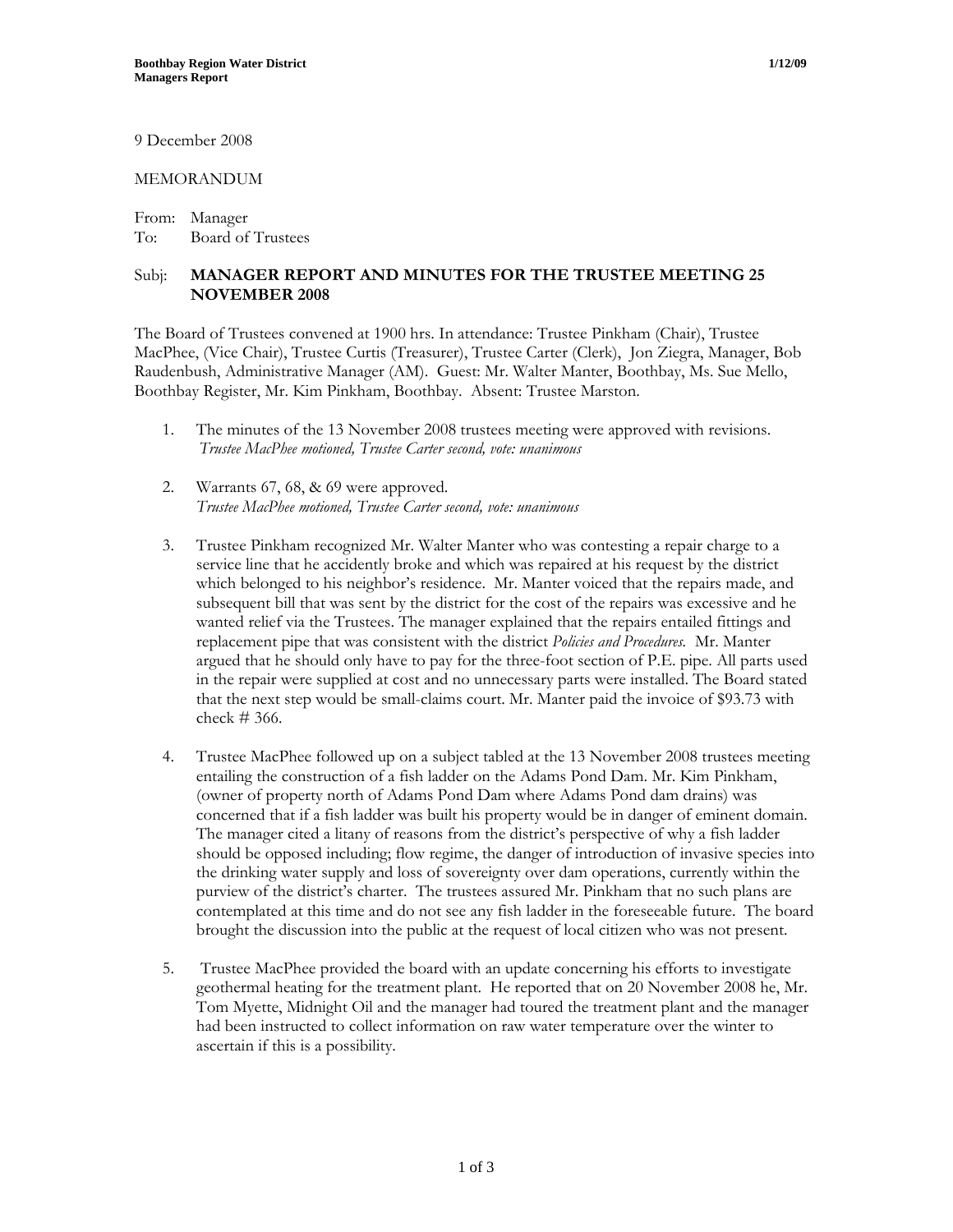9 December 2008

MEMORANDUM

From: Manager
To: Board of Trustees

Subj: **MANAGER REPORT AND MINUTES FOR THE TRUSTEE MEETING 25 NOVEMBER 2008**

The Board of Trustees convened at 1900 hrs. In attendance: Trustee Pinkham (Chair), Trustee MacPhee, (Vice Chair), Trustee Curtis (Treasurer), Trustee Carter (Clerk), Jon Ziegra, Manager, Bob Raudenbush, Administrative Manager (AM). Guest: Mr. Walter Manter, Boothbay, Ms. Sue Mello, Boothbay Register, Mr. Kim Pinkham, Boothbay. Absent: Trustee Marston.

1. The minutes of the 13 November 2008 trustees meeting were approved with revisions.
   *Trustee MacPhee motioned, Trustee Carter second, vote: unanimous*

2. Warrants 67, 68, & 69 were approved.
   *Trustee MacPhee motioned, Trustee Carter second, vote: unanimous*

3. Trustee Pinkham recognized Mr. Walter Manter who was contesting a repair charge to a service line that he accidently broke and which was repaired at his request by the district which belonged to his neighbor's residence. Mr. Manter voiced that the repairs made, and subsequent bill that was sent by the district for the cost of the repairs was excessive and he wanted relief via the Trustees. The manager explained that the repairs entailed fittings and replacement pipe that was consistent with the district *Policies and Procedures*. Mr. Manter argued that he should only have to pay for the three-foot section of P.E. pipe. All parts used in the repair were supplied at cost and no unnecessary parts were installed. The Board stated that the next step would be small-claims court. Mr. Manter paid the invoice of $93.73 with check # 366.

4. Trustee MacPhee followed up on a subject tabled at the 13 November 2008 trustees meeting entailing the construction of a fish ladder on the Adams Pond Dam. Mr. Kim Pinkham, (owner of property north of Adams Pond Dam where Adams Pond dam drains) was concerned that if a fish ladder was built his property would be in danger of eminent domain. The manager cited a litany of reasons from the district's perspective of why a fish ladder should be opposed including; flow regime, the danger of introduction of invasive species into the drinking water supply and loss of sovereignty over dam operations, currently within the purview of the district's charter. The trustees assured Mr. Pinkham that no such plans are contemplated at this time and do not see any fish ladder in the foreseeable future. The board brought the discussion into the public at the request of local citizen who was not present.

5. Trustee MacPhee provided the board with an update concerning his efforts to investigate geothermal heating for the treatment plant. He reported that on 20 November 2008 he, Mr. Tom Myette, Midnight Oil and the manager had toured the treatment plant and the manager had been instructed to collect information on raw water temperature over the winter to ascertain if this is a possibility.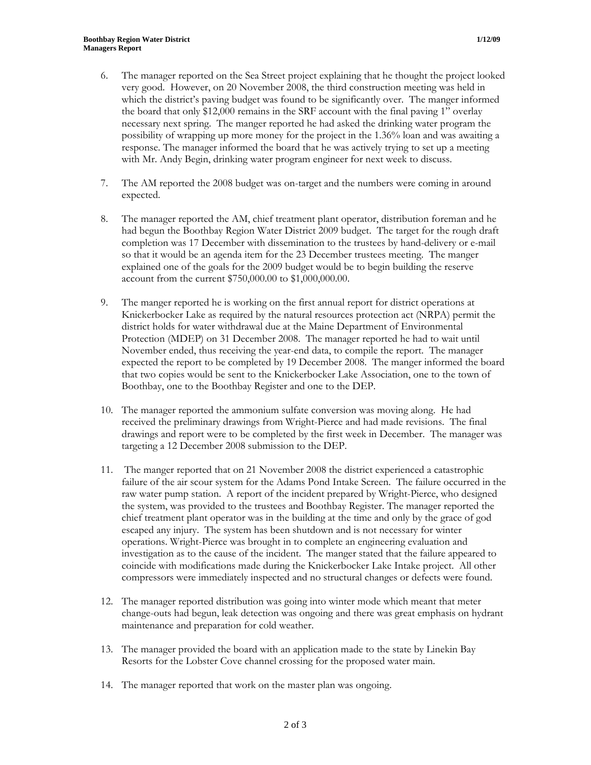6. The manager reported on the Sea Street project explaining that he thought the project looked very good. However, on 20 November 2008, the third construction meeting was held in which the district's paving budget was found to be significantly over. The manger informed the board that only $12,000 remains in the SRF account with the final paving 1" overlay necessary next spring. The manger reported he had asked the drinking water program the possibility of wrapping up more money for the project in the 1.36% loan and was awaiting a response. The manager informed the board that he was actively trying to set up a meeting with Mr. Andy Begin, drinking water program engineer for next week to discuss.

7. The AM reported the 2008 budget was on-target and the numbers were coming in around expected.

8. The manager reported the AM, chief treatment plant operator, distribution foreman and he had begun the Boothbay Region Water District 2009 budget. The target for the rough draft completion was 17 December with dissemination to the trustees by hand-delivery or e-mail so that it would be an agenda item for the 23 December trustees meeting. The manger explained one of the goals for the 2009 budget would be to begin building the reserve account from the current $750,000.00 to $1,000,000.00.

9. The manger reported he is working on the first annual report for district operations at Knickerbocker Lake as required by the natural resources protection act (NRPA) permit the district holds for water withdrawal due at the Maine Department of Environmental Protection (MDEP) on 31 December 2008. The manager reported he had to wait until November ended, thus receiving the year-end data, to compile the report. The manager expected the report to be completed by 19 December 2008. The manger informed the board that two copies would be sent to the Knickerbocker Lake Association, one to the town of Boothbay, one to the Boothbay Register and one to the DEP.

10. The manager reported the ammonium sulfate conversion was moving along. He had received the preliminary drawings from Wright-Pierce and had made revisions. The final drawings and report were to be completed by the first week in December. The manager was targeting a 12 December 2008 submission to the DEP.

11. The manger reported that on 21 November 2008 the district experienced a catastrophic failure of the air scour system for the Adams Pond Intake Screen. The failure occurred in the raw water pump station. A report of the incident prepared by Wright-Pierce, who designed the system, was provided to the trustees and Boothbay Register. The manager reported the chief treatment plant operator was in the building at the time and only by the grace of god escaped any injury. The system has been shutdown and is not necessary for winter operations. Wright-Pierce was brought in to complete an engineering evaluation and investigation as to the cause of the incident. The manger stated that the failure appeared to coincide with modifications made during the Knickerbocker Lake Intake project. All other compressors were immediately inspected and no structural changes or defects were found.

12. The manager reported distribution was going into winter mode which meant that meter change-outs had begun, leak detection was ongoing and there was great emphasis on hydrant maintenance and preparation for cold weather.

13. The manager provided the board with an application made to the state by Linekin Bay Resorts for the Lobster Cove channel crossing for the proposed water main.

14. The manager reported that work on the master plan was ongoing.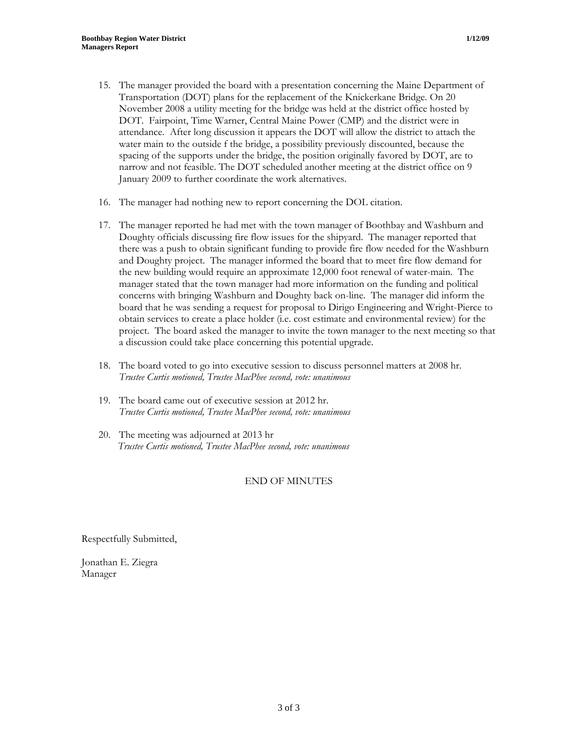15. The manager provided the board with a presentation concerning the Maine Department of Transportation (DOT) plans for the replacement of the Knickerkane Bridge. On 20 November 2008 a utility meeting for the bridge was held at the district office hosted by DOT. Fairpoint, Time Warner, Central Maine Power (CMP) and the district were in attendance. After long discussion it appears the DOT will allow the district to attach the water main to the outside f the bridge, a possibility previously discounted, because the spacing of the supports under the bridge, the position originally favored by DOT, are to narrow and not feasible. The DOT scheduled another meeting at the district office on 9 January 2009 to further coordinate the work alternatives.

16. The manager had nothing new to report concerning the DOL citation.

17. The manager reported he had met with the town manager of Boothbay and Washburn and Doughty officials discussing fire flow issues for the shipyard. The manager reported that there was a push to obtain significant funding to provide fire flow needed for the Washburn and Doughty project. The manager informed the board that to meet fire flow demand for the new building would require an approximate 12,000 foot renewal of water-main. The manager stated that the town manager had more information on the funding and political concerns with bringing Washburn and Doughty back on-line. The manager did inform the board that he was sending a request for proposal to Dirigo Engineering and Wright-Pierce to obtain services to create a place holder (i.e. cost estimate and environmental review) for the project. The board asked the manager to invite the town manager to the next meeting so that a discussion could take place concerning this potential upgrade.

18. The board voted to go into executive session to discuss personnel matters at 2008 hr.
    *Trustee Curtis motioned, Trustee MacPhee second, vote: unanimous*

19. The board came out of executive session at 2012 hr.
    *Trustee Curtis motioned, Trustee MacPhee second, vote: unanimous*

20. The meeting was adjourned at 2013 hr
    *Trustee Curtis motioned, Trustee MacPhee second, vote: unanimous*

END OF MINUTES

Respectfully Submitted,

Jonathan E. Ziegra
Manager